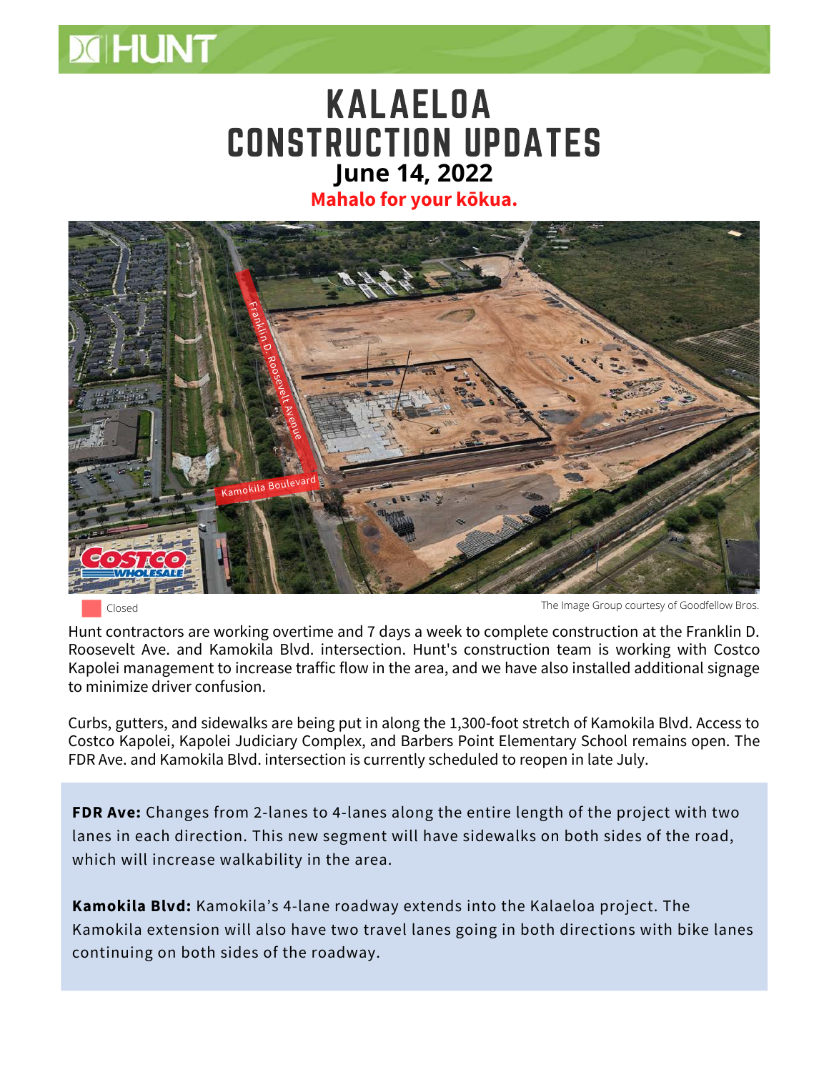HUNT

# KALAELOA CONSTRUCTION UPDATES

## June 14, 2022

**Mahalo for your kōkua.**

Franklin D. Roosevelt Avenue

Kamokila Boulevard

Closed

The Image Group courtesy of Goodfellow Bros.

Hunt contractors are working overtime and 7 days a week to complete construction at the Franklin D. Roosevelt Ave. and Kamokila Blvd. intersection. Hunt's construction team is working with Costco Kapolei management to increase traffic flow in the area, and we have also installed additional signage to minimize driver confusion.

Curbs, gutters, and sidewalks are being put in along the 1,300-foot stretch of Kamokila Blvd. Access to Costco Kapolei, Kapolei Judiciary Complex, and Barbers Point Elementary School remains open. The FDR Ave. and Kamokila Blvd. intersection is currently scheduled to reopen in late July.

**FDR Ave:** Changes from 2-lanes to 4-lanes along the entire length of the project with two lanes in each direction. This new segment will have sidewalks on both sides of the road, which will increase walkability in the area.

**Kamokila Blvd:** Kamokila's 4-lane roadway extends into the Kalaeloa project. The Kamokila extension will also have two travel lanes going in both directions with bike lanes continuing on both sides of the roadway.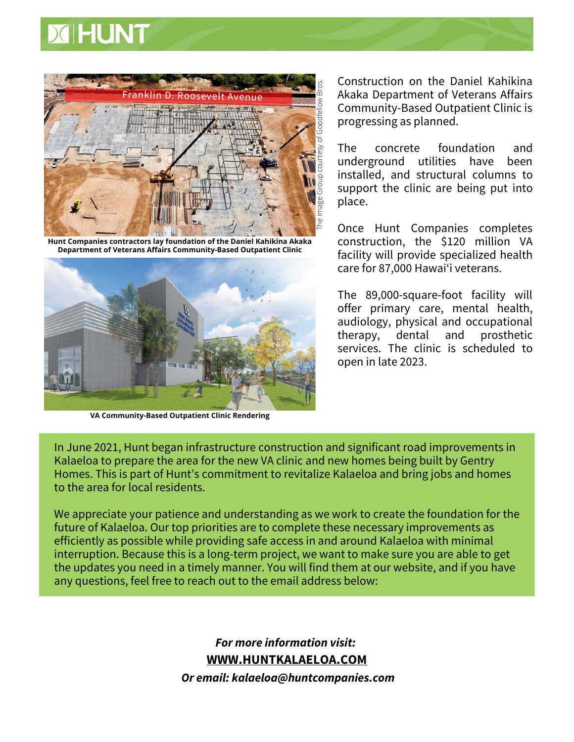Hunt Companies contractors lay foundation of the Daniel Kahikina Akaka Department of Veterans Affairs Community-Based Outpatient Clinic

VA Community-Based Outpatient Clinic Rendering

Construction on the Daniel Kahikina Akaka Department of Veterans Affairs Community-Based Outpatient Clinic is progressing as planned.

The concrete foundation and underground utilities have been installed, and structural columns to support the clinic are being put into place.

Once Hunt Companies completes construction, the $120 million VA facility will provide specialized health care for 87,000 Hawai'i veterans.

The 89,000-square-foot facility will offer primary care, mental health, audiology, physical and occupational therapy, dental and prosthetic services. The clinic is scheduled to open in late 2023.

In June 2021, Hunt began infrastructure construction and significant road improvements in Kalaeloa to prepare the area for the new VA clinic and new homes being built by Gentry Homes. This is part of Hunt's commitment to revitalize Kalaeloa and bring jobs and homes to the area for local residents.

We appreciate your patience and understanding as we work to create the foundation for the future of Kalaeloa. Our top priorities are to complete these necessary improvements as efficiently as possible while providing safe access in and around Kalaeloa with minimal interruption. Because this is a long-term project, we want to make sure you are able to get the updates you need in a timely manner. You will find them at our website, and if you have any questions, feel free to reach out to the email address below:

***For more information visit:***

**WWW.HUNTKALAELOA.COM**

***Or email: kalaeloa@huntcompanies.com***